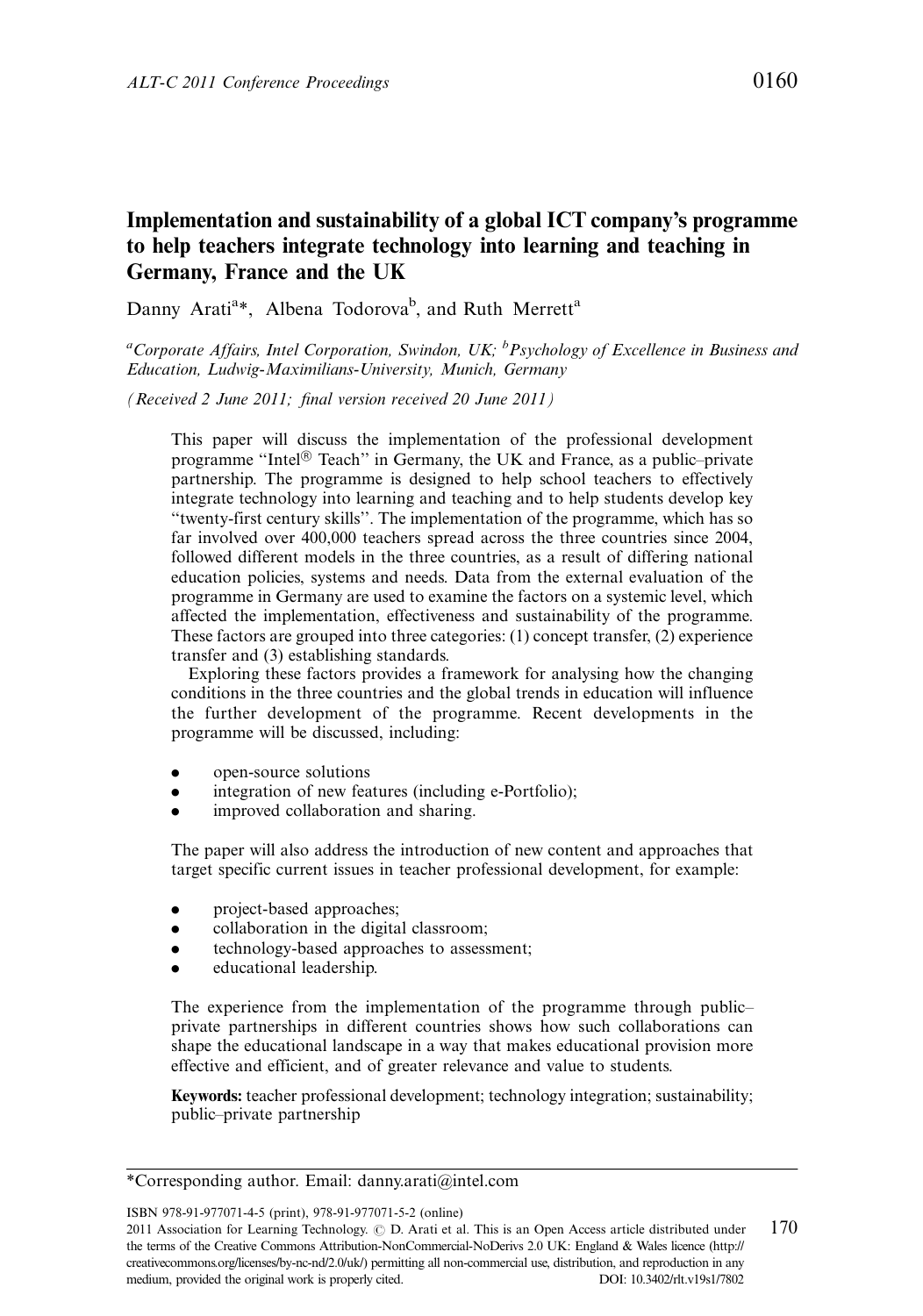# Implementation and sustainability of a global ICT company's programme to help teachers integrate technology into learning and teaching in Germany, France and the UK

Danny Arati[a]*, Albena Todorova[b], and Ruth Merrett[a]

*[a]Corporate Affairs, Intel Corporation, Swindon, UK; [b]Psychology of Excellence in Business and Education, Ludwig-Maximilians-University, Munich, Germany*

*(Received 2 June 2011; final version received 20 June 2011)*

This paper will discuss the implementation of the professional development programme "Intel® Teach" in Germany, the UK and France, as a public–private partnership. The programme is designed to help school teachers to effectively integrate technology into learning and teaching and to help students develop key "twenty-first century skills". The implementation of the programme, which has so far involved over 400,000 teachers spread across the three countries since 2004, followed different models in the three countries, as a result of differing national education policies, systems and needs. Data from the external evaluation of the programme in Germany are used to examine the factors on a systemic level, which affected the implementation, effectiveness and sustainability of the programme. These factors are grouped into three categories: (1) concept transfer, (2) experience transfer and (3) establishing standards.

Exploring these factors provides a framework for analysing how the changing conditions in the three countries and the global trends in education will influence the further development of the programme. Recent developments in the programme will be discussed, including:

- open-source solutions
- integration of new features (including e-Portfolio);
- improved collaboration and sharing.

The paper will also address the introduction of new content and approaches that target specific current issues in teacher professional development, for example:

- project-based approaches;
- collaboration in the digital classroom;
- technology-based approaches to assessment;
- educational leadership.

The experience from the implementation of the programme through public–private partnerships in different countries shows how such collaborations can shape the educational landscape in a way that makes educational provision more effective and efficient, and of greater relevance and value to students.

**Keywords:** teacher professional development; technology integration; sustainability; public–private partnership

*Corresponding author. Email: danny.arati@intel.com

ISBN 978-91-977071-4-5 (print), 978-91-977071-5-2 (online)
2011 Association for Learning Technology. © D. Arati et al. This is an Open Access article distributed under the terms of the Creative Commons Attribution-NonCommercial-NoDerivs 2.0 UK: England & Wales licence (http://creativecommons.org/licenses/by-nc-nd/2.0/uk/) permitting all non-commercial use, distribution, and reproduction in any medium, provided the original work is properly cited. DOI: 10.3402/rlt.v19s1/7802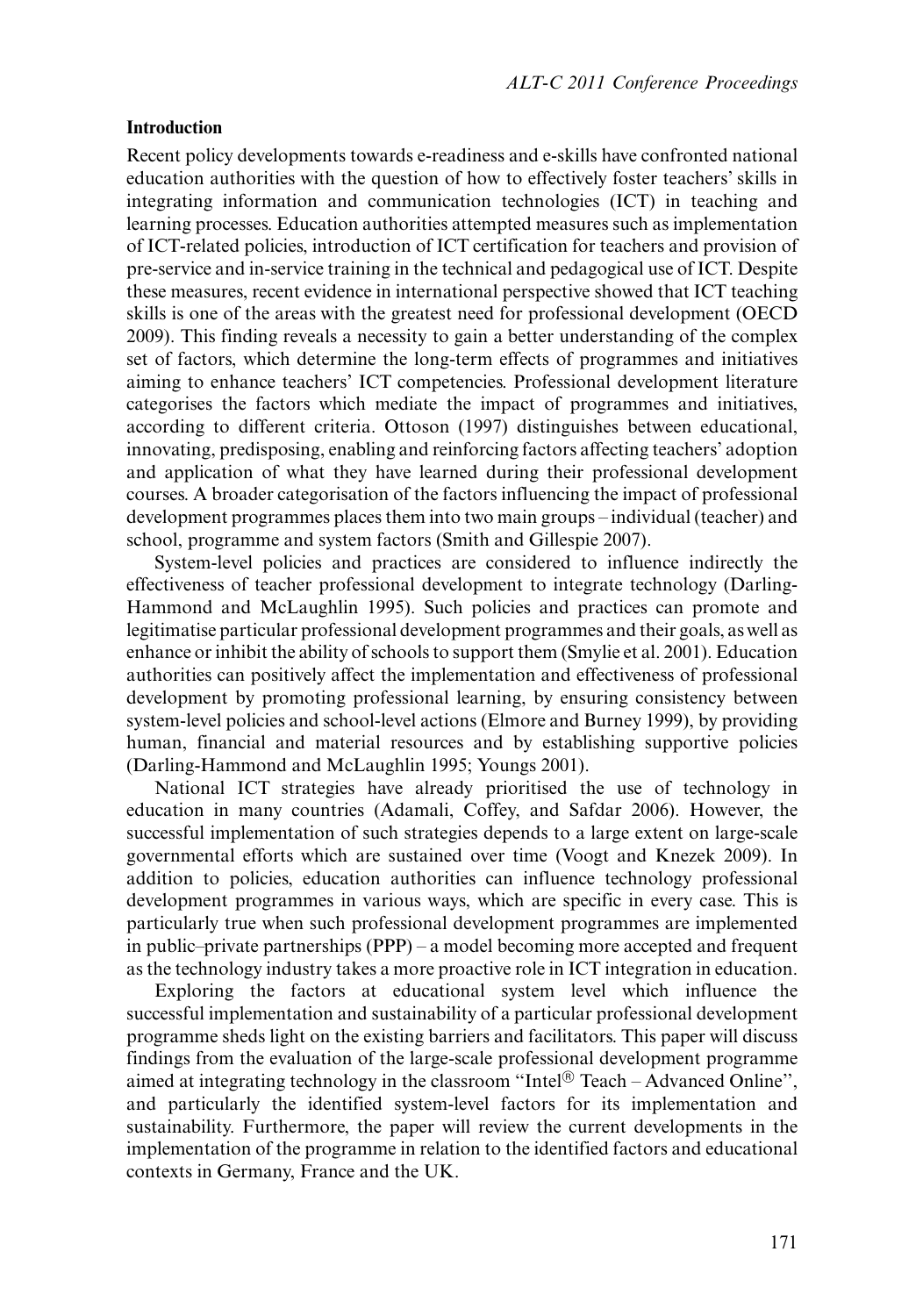## Introduction

Recent policy developments towards e-readiness and e-skills have confronted national education authorities with the question of how to effectively foster teachers' skills in integrating information and communication technologies (ICT) in teaching and learning processes. Education authorities attempted measures such as implementation of ICT-related policies, introduction of ICT certification for teachers and provision of pre-service and in-service training in the technical and pedagogical use of ICT. Despite these measures, recent evidence in international perspective showed that ICT teaching skills is one of the areas with the greatest need for professional development (OECD 2009). This finding reveals a necessity to gain a better understanding of the complex set of factors, which determine the long-term effects of programmes and initiatives aiming to enhance teachers' ICT competencies. Professional development literature categorises the factors which mediate the impact of programmes and initiatives, according to different criteria. Ottoson (1997) distinguishes between educational, innovating, predisposing, enabling and reinforcing factors affecting teachers' adoption and application of what they have learned during their professional development courses. A broader categorisation of the factors influencing the impact of professional development programmes places them into two main groups – individual (teacher) and school, programme and system factors (Smith and Gillespie 2007).

System-level policies and practices are considered to influence indirectly the effectiveness of teacher professional development to integrate technology (Darling-Hammond and McLaughlin 1995). Such policies and practices can promote and legitimatise particular professional development programmes and their goals, as well as enhance or inhibit the ability of schools to support them (Smylie et al. 2001). Education authorities can positively affect the implementation and effectiveness of professional development by promoting professional learning, by ensuring consistency between system-level policies and school-level actions (Elmore and Burney 1999), by providing human, financial and material resources and by establishing supportive policies (Darling-Hammond and McLaughlin 1995; Youngs 2001).

National ICT strategies have already prioritised the use of technology in education in many countries (Adamali, Coffey, and Safdar 2006). However, the successful implementation of such strategies depends to a large extent on large-scale governmental efforts which are sustained over time (Voogt and Knezek 2009). In addition to policies, education authorities can influence technology professional development programmes in various ways, which are specific in every case. This is particularly true when such professional development programmes are implemented in public–private partnerships (PPP) – a model becoming more accepted and frequent as the technology industry takes a more proactive role in ICT integration in education.

Exploring the factors at educational system level which influence the successful implementation and sustainability of a particular professional development programme sheds light on the existing barriers and facilitators. This paper will discuss findings from the evaluation of the large-scale professional development programme aimed at integrating technology in the classroom "Intel® Teach – Advanced Online", and particularly the identified system-level factors for its implementation and sustainability. Furthermore, the paper will review the current developments in the implementation of the programme in relation to the identified factors and educational contexts in Germany, France and the UK.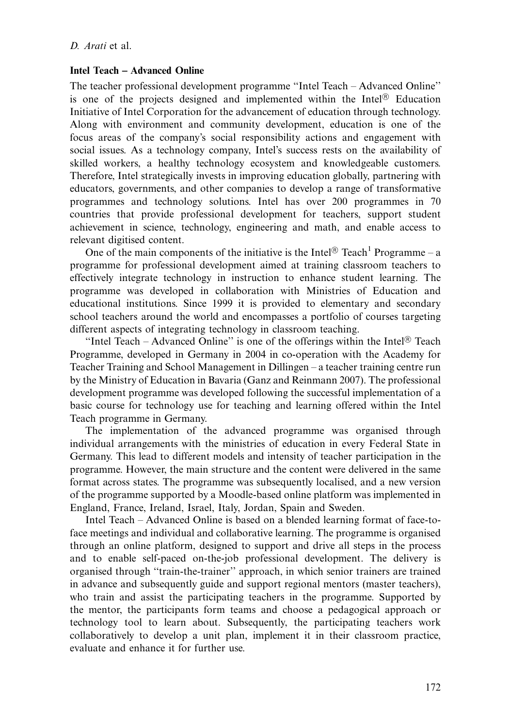## Intel Teach – Advanced Online

The teacher professional development programme "Intel Teach – Advanced Online" is one of the projects designed and implemented within the Intel® Education Initiative of Intel Corporation for the advancement of education through technology. Along with environment and community development, education is one of the focus areas of the company's social responsibility actions and engagement with social issues. As a technology company, Intel's success rests on the availability of skilled workers, a healthy technology ecosystem and knowledgeable customers. Therefore, Intel strategically invests in improving education globally, partnering with educators, governments, and other companies to develop a range of transformative programmes and technology solutions. Intel has over 200 programmes in 70 countries that provide professional development for teachers, support student achievement in science, technology, engineering and math, and enable access to relevant digitised content.

One of the main components of the initiative is the Intel® Teach[1] Programme – a programme for professional development aimed at training classroom teachers to effectively integrate technology in instruction to enhance student learning. The programme was developed in collaboration with Ministries of Education and educational institutions. Since 1999 it is provided to elementary and secondary school teachers around the world and encompasses a portfolio of courses targeting different aspects of integrating technology in classroom teaching.

"Intel Teach – Advanced Online" is one of the offerings within the Intel® Teach Programme, developed in Germany in 2004 in co-operation with the Academy for Teacher Training and School Management in Dillingen – a teacher training centre run by the Ministry of Education in Bavaria (Ganz and Reinmann 2007). The professional development programme was developed following the successful implementation of a basic course for technology use for teaching and learning offered within the Intel Teach programme in Germany.

The implementation of the advanced programme was organised through individual arrangements with the ministries of education in every Federal State in Germany. This lead to different models and intensity of teacher participation in the programme. However, the main structure and the content were delivered in the same format across states. The programme was subsequently localised, and a new version of the programme supported by a Moodle-based online platform was implemented in England, France, Ireland, Israel, Italy, Jordan, Spain and Sweden.

Intel Teach – Advanced Online is based on a blended learning format of face-to-face meetings and individual and collaborative learning. The programme is organised through an online platform, designed to support and drive all steps in the process and to enable self-paced on-the-job professional development. The delivery is organised through "train-the-trainer" approach, in which senior trainers are trained in advance and subsequently guide and support regional mentors (master teachers), who train and assist the participating teachers in the programme. Supported by the mentor, the participants form teams and choose a pedagogical approach or technology tool to learn about. Subsequently, the participating teachers work collaboratively to develop a unit plan, implement it in their classroom practice, evaluate and enhance it for further use.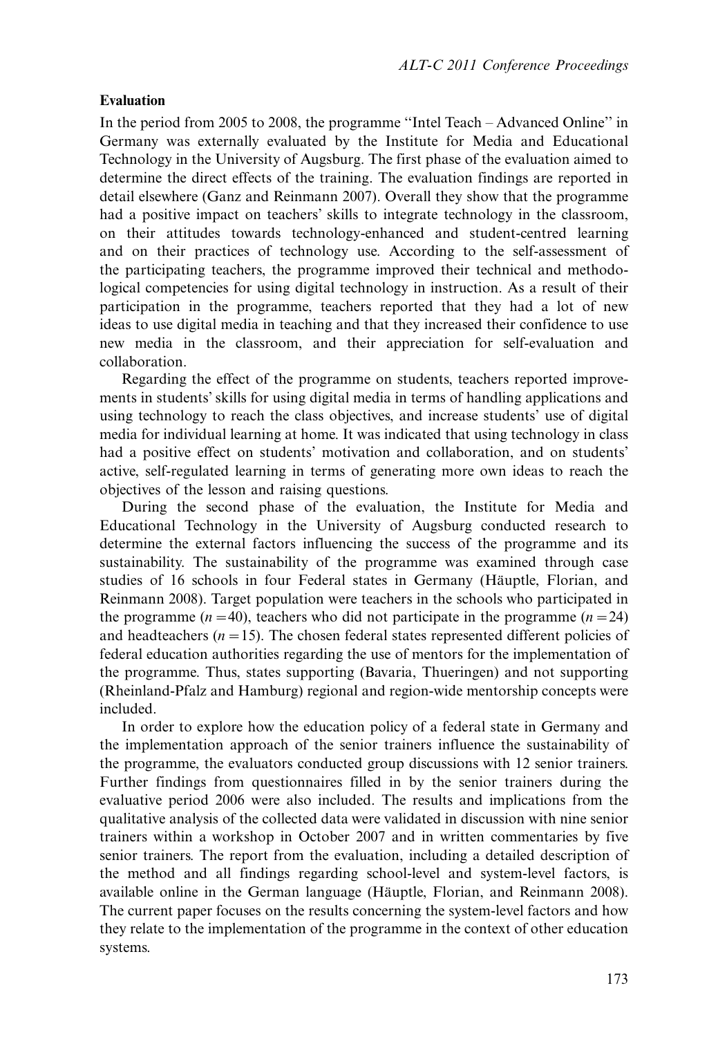### Evaluation

In the period from 2005 to 2008, the programme "Intel Teach – Advanced Online" in Germany was externally evaluated by the Institute for Media and Educational Technology in the University of Augsburg. The first phase of the evaluation aimed to determine the direct effects of the training. The evaluation findings are reported in detail elsewhere (Ganz and Reinmann 2007). Overall they show that the programme had a positive impact on teachers' skills to integrate technology in the classroom, on their attitudes towards technology-enhanced and student-centred learning and on their practices of technology use. According to the self-assessment of the participating teachers, the programme improved their technical and methodological competencies for using digital technology in instruction. As a result of their participation in the programme, teachers reported that they had a lot of new ideas to use digital media in teaching and that they increased their confidence to use new media in the classroom, and their appreciation for self-evaluation and collaboration.

Regarding the effect of the programme on students, teachers reported improvements in students' skills for using digital media in terms of handling applications and using technology to reach the class objectives, and increase students' use of digital media for individual learning at home. It was indicated that using technology in class had a positive effect on students' motivation and collaboration, and on students' active, self-regulated learning in terms of generating more own ideas to reach the objectives of the lesson and raising questions.

During the second phase of the evaluation, the Institute for Media and Educational Technology in the University of Augsburg conducted research to determine the external factors influencing the success of the programme and its sustainability. The sustainability of the programme was examined through case studies of 16 schools in four Federal states in Germany (Häuptle, Florian, and Reinmann 2008). Target population were teachers in the schools who participated in the programme ($n = 40$), teachers who did not participate in the programme ($n = 24$) and headteachers ($n = 15$). The chosen federal states represented different policies of federal education authorities regarding the use of mentors for the implementation of the programme. Thus, states supporting (Bavaria, Thueringen) and not supporting (Rheinland-Pfalz and Hamburg) regional and region-wide mentorship concepts were included.

In order to explore how the education policy of a federal state in Germany and the implementation approach of the senior trainers influence the sustainability of the programme, the evaluators conducted group discussions with 12 senior trainers. Further findings from questionnaires filled in by the senior trainers during the evaluative period 2006 were also included. The results and implications from the qualitative analysis of the collected data were validated in discussion with nine senior trainers within a workshop in October 2007 and in written commentaries by five senior trainers. The report from the evaluation, including a detailed description of the method and all findings regarding school-level and system-level factors, is available online in the German language (Häuptle, Florian, and Reinmann 2008). The current paper focuses on the results concerning the system-level factors and how they relate to the implementation of the programme in the context of other education systems.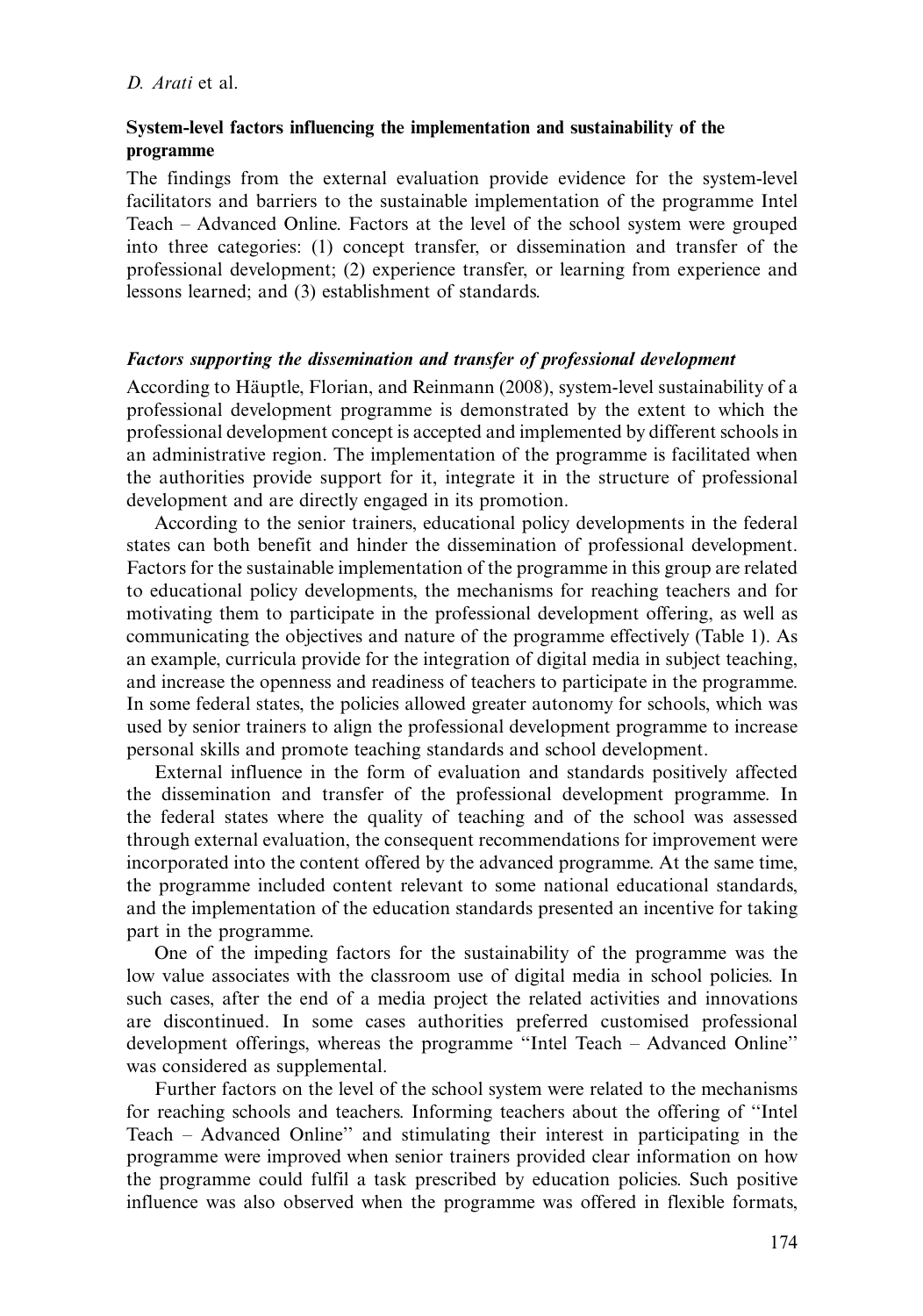### System-level factors influencing the implementation and sustainability of the programme

The findings from the external evaluation provide evidence for the system-level facilitators and barriers to the sustainable implementation of the programme Intel Teach – Advanced Online. Factors at the level of the school system were grouped into three categories: (1) concept transfer, or dissemination and transfer of the professional development; (2) experience transfer, or learning from experience and lessons learned; and (3) establishment of standards.

#### *Factors supporting the dissemination and transfer of professional development*

According to Häuptle, Florian, and Reinmann (2008), system-level sustainability of a professional development programme is demonstrated by the extent to which the professional development concept is accepted and implemented by different schools in an administrative region. The implementation of the programme is facilitated when the authorities provide support for it, integrate it in the structure of professional development and are directly engaged in its promotion.

According to the senior trainers, educational policy developments in the federal states can both benefit and hinder the dissemination of professional development. Factors for the sustainable implementation of the programme in this group are related to educational policy developments, the mechanisms for reaching teachers and for motivating them to participate in the professional development offering, as well as communicating the objectives and nature of the programme effectively (Table 1). As an example, curricula provide for the integration of digital media in subject teaching, and increase the openness and readiness of teachers to participate in the programme. In some federal states, the policies allowed greater autonomy for schools, which was used by senior trainers to align the professional development programme to increase personal skills and promote teaching standards and school development.

External influence in the form of evaluation and standards positively affected the dissemination and transfer of the professional development programme. In the federal states where the quality of teaching and of the school was assessed through external evaluation, the consequent recommendations for improvement were incorporated into the content offered by the advanced programme. At the same time, the programme included content relevant to some national educational standards, and the implementation of the education standards presented an incentive for taking part in the programme.

One of the impeding factors for the sustainability of the programme was the low value associates with the classroom use of digital media in school policies. In such cases, after the end of a media project the related activities and innovations are discontinued. In some cases authorities preferred customised professional development offerings, whereas the programme "Intel Teach – Advanced Online" was considered as supplemental.

Further factors on the level of the school system were related to the mechanisms for reaching schools and teachers. Informing teachers about the offering of "Intel Teach – Advanced Online" and stimulating their interest in participating in the programme were improved when senior trainers provided clear information on how the programme could fulfil a task prescribed by education policies. Such positive influence was also observed when the programme was offered in flexible formats,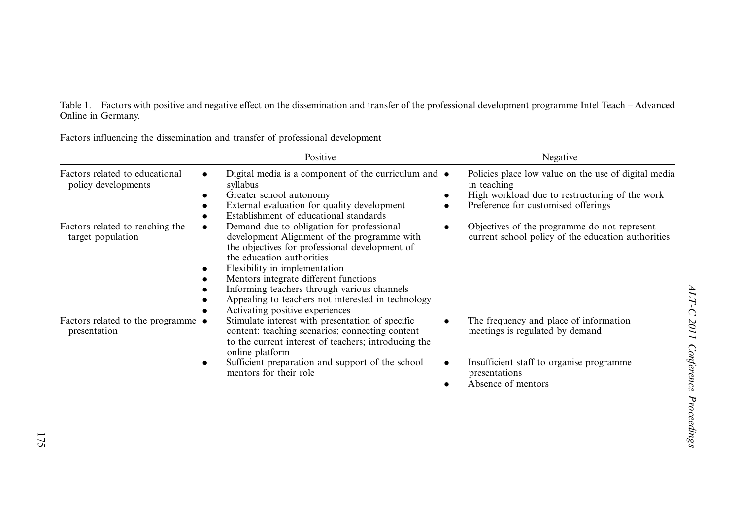Table 1. Factors with positive and negative effect on the dissemination and transfer of the professional development programme Intel Teach – Advanced Online in Germany.

| Factors influencing the dissemination and transfer of professional development | | |
|---|---|---|
| | Positive | Negative |
| Factors related to educational policy developments | • Digital media is a component of the curriculum and syllabus<br>• Greater school autonomy<br>• External evaluation for quality development<br>• Establishment of educational standards | • Policies place low value on the use of digital media in teaching<br>• High workload due to restructuring of the work<br>• Preference for customised offerings |
| Factors related to reaching the target population | • Demand due to obligation for professional development Alignment of the programme with the objectives for professional development of the education authorities<br>• Flexibility in implementation<br>• Mentors integrate different functions<br>• Informing teachers through various channels<br>• Appealing to teachers not interested in technology<br>• Activating positive experiences | • Objectives of the programme do not represent current school policy of the education authorities |
| Factors related to the programme presentation | • Stimulate interest with presentation of specific content: teaching scenarios; connecting content to the current interest of teachers; introducing the online platform<br>• Sufficient preparation and support of the school mentors for their role | • The frequency and place of information meetings is regulated by demand<br>• Insufficient staff to organise programme presentations<br>• Absence of mentors |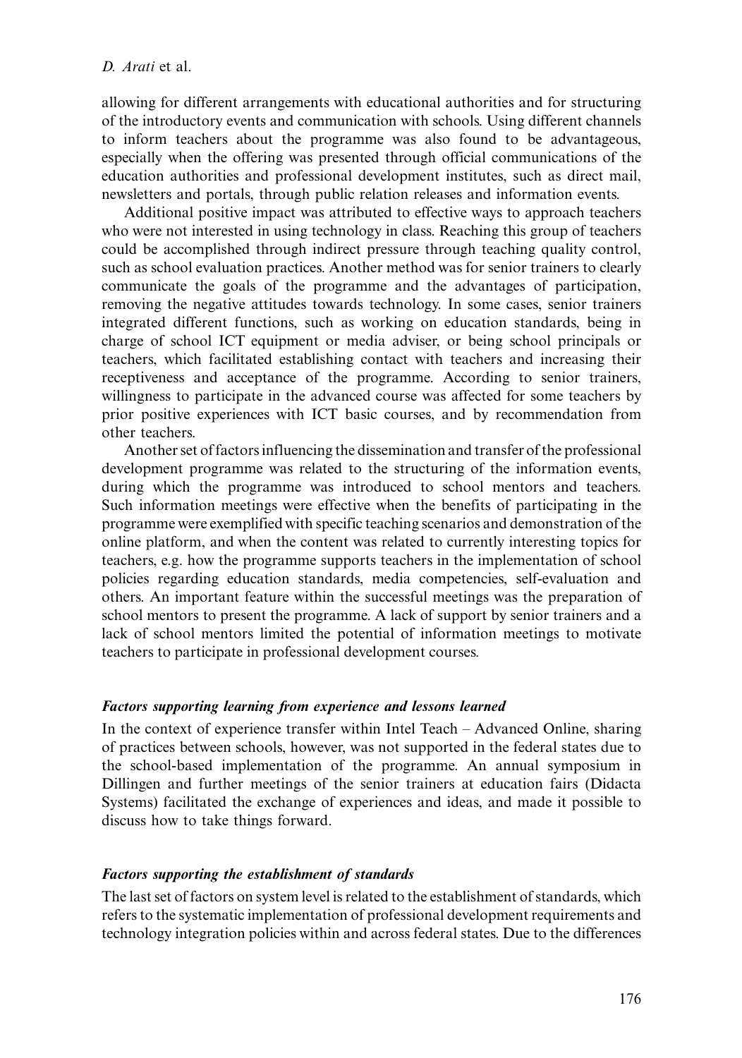allowing for different arrangements with educational authorities and for structuring of the introductory events and communication with schools. Using different channels to inform teachers about the programme was also found to be advantageous, especially when the offering was presented through official communications of the education authorities and professional development institutes, such as direct mail, newsletters and portals, through public relation releases and information events.

Additional positive impact was attributed to effective ways to approach teachers who were not interested in using technology in class. Reaching this group of teachers could be accomplished through indirect pressure through teaching quality control, such as school evaluation practices. Another method was for senior trainers to clearly communicate the goals of the programme and the advantages of participation, removing the negative attitudes towards technology. In some cases, senior trainers integrated different functions, such as working on education standards, being in charge of school ICT equipment or media adviser, or being school principals or teachers, which facilitated establishing contact with teachers and increasing their receptiveness and acceptance of the programme. According to senior trainers, willingness to participate in the advanced course was affected for some teachers by prior positive experiences with ICT basic courses, and by recommendation from other teachers.

Another set of factors influencing the dissemination and transfer of the professional development programme was related to the structuring of the information events, during which the programme was introduced to school mentors and teachers. Such information meetings were effective when the benefits of participating in the programme were exemplified with specific teaching scenarios and demonstration of the online platform, and when the content was related to currently interesting topics for teachers, e.g. how the programme supports teachers in the implementation of school policies regarding education standards, media competencies, self-evaluation and others. An important feature within the successful meetings was the preparation of school mentors to present the programme. A lack of support by senior trainers and a lack of school mentors limited the potential of information meetings to motivate teachers to participate in professional development courses.

#### *Factors supporting learning from experience and lessons learned*

In the context of experience transfer within Intel Teach – Advanced Online, sharing of practices between schools, however, was not supported in the federal states due to the school-based implementation of the programme. An annual symposium in Dillingen and further meetings of the senior trainers at education fairs (Didacta Systems) facilitated the exchange of experiences and ideas, and made it possible to discuss how to take things forward.

#### *Factors supporting the establishment of standards*

The last set of factors on system level is related to the establishment of standards, which refers to the systematic implementation of professional development requirements and technology integration policies within and across federal states. Due to the differences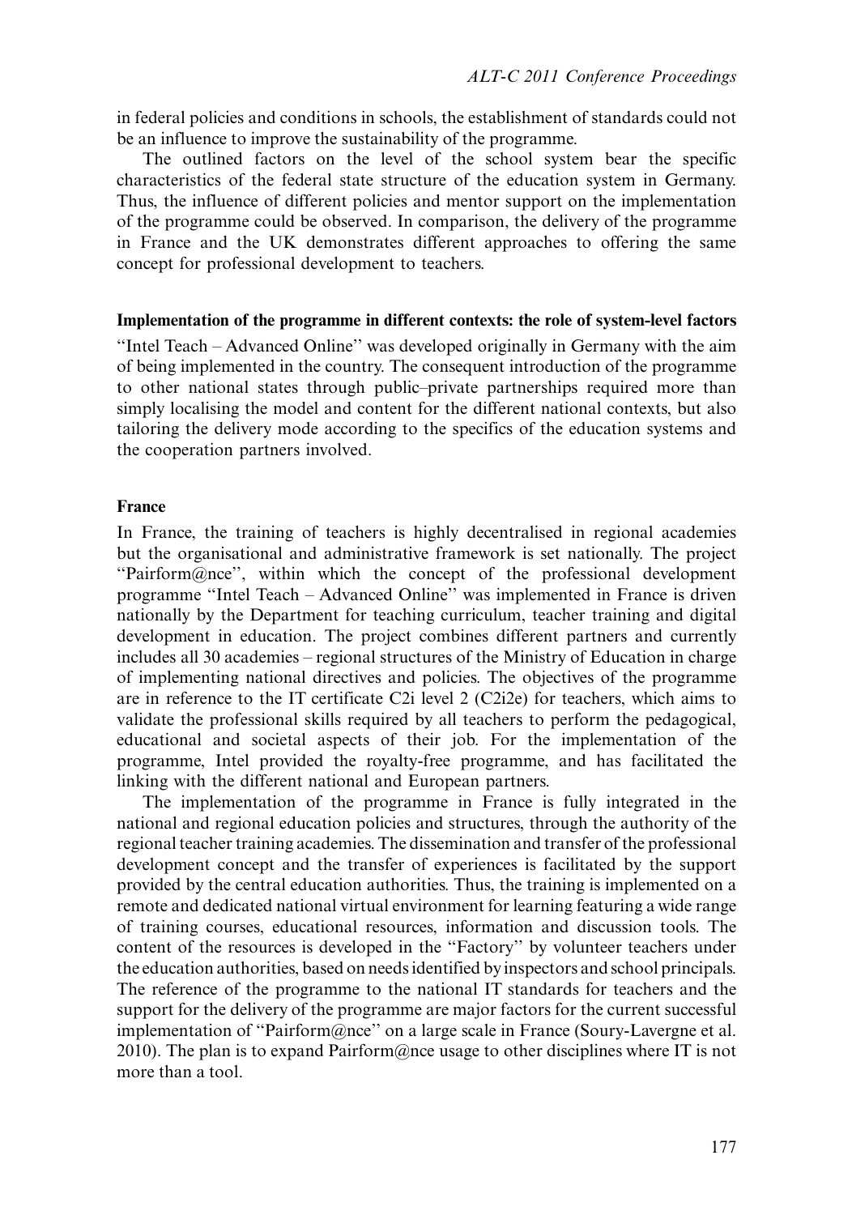in federal policies and conditions in schools, the establishment of standards could not be an influence to improve the sustainability of the programme.

The outlined factors on the level of the school system bear the specific characteristics of the federal state structure of the education system in Germany. Thus, the influence of different policies and mentor support on the implementation of the programme could be observed. In comparison, the delivery of the programme in France and the UK demonstrates different approaches to offering the same concept for professional development to teachers.

## Implementation of the programme in different contexts: the role of system-level factors

"Intel Teach – Advanced Online" was developed originally in Germany with the aim of being implemented in the country. The consequent introduction of the programme to other national states through public–private partnerships required more than simply localising the model and content for the different national contexts, but also tailoring the delivery mode according to the specifics of the education systems and the cooperation partners involved.

### France

In France, the training of teachers is highly decentralised in regional academies but the organisational and administrative framework is set nationally. The project "Pairform@nce", within which the concept of the professional development programme "Intel Teach – Advanced Online" was implemented in France is driven nationally by the Department for teaching curriculum, teacher training and digital development in education. The project combines different partners and currently includes all 30 academies – regional structures of the Ministry of Education in charge of implementing national directives and policies. The objectives of the programme are in reference to the IT certificate C2i level 2 (C2i2e) for teachers, which aims to validate the professional skills required by all teachers to perform the pedagogical, educational and societal aspects of their job. For the implementation of the programme, Intel provided the royalty-free programme, and has facilitated the linking with the different national and European partners.

The implementation of the programme in France is fully integrated in the national and regional education policies and structures, through the authority of the regional teacher training academies. The dissemination and transfer of the professional development concept and the transfer of experiences is facilitated by the support provided by the central education authorities. Thus, the training is implemented on a remote and dedicated national virtual environment for learning featuring a wide range of training courses, educational resources, information and discussion tools. The content of the resources is developed in the "Factory" by volunteer teachers under the education authorities, based on needs identified by inspectors and school principals. The reference of the programme to the national IT standards for teachers and the support for the delivery of the programme are major factors for the current successful implementation of "Pairform@nce" on a large scale in France (Soury-Lavergne et al. 2010). The plan is to expand Pairform@nce usage to other disciplines where IT is not more than a tool.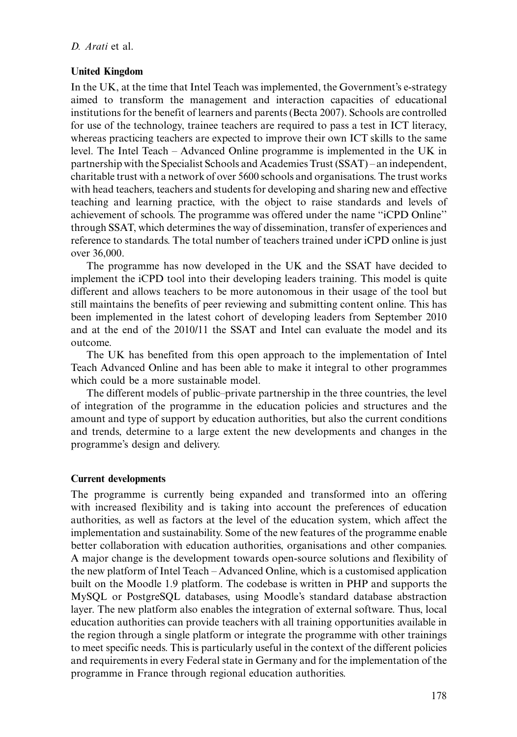## United Kingdom

In the UK, at the time that Intel Teach was implemented, the Government's e-strategy aimed to transform the management and interaction capacities of educational institutions for the benefit of learners and parents (Becta 2007). Schools are controlled for use of the technology, trainee teachers are required to pass a test in ICT literacy, whereas practicing teachers are expected to improve their own ICT skills to the same level. The Intel Teach – Advanced Online programme is implemented in the UK in partnership with the Specialist Schools and Academies Trust (SSAT) – an independent, charitable trust with a network of over 5600 schools and organisations. The trust works with head teachers, teachers and students for developing and sharing new and effective teaching and learning practice, with the object to raise standards and levels of achievement of schools. The programme was offered under the name ''iCPD Online'' through SSAT, which determines the way of dissemination, transfer of experiences and reference to standards. The total number of teachers trained under iCPD online is just over 36,000.

The programme has now developed in the UK and the SSAT have decided to implement the iCPD tool into their developing leaders training. This model is quite different and allows teachers to be more autonomous in their usage of the tool but still maintains the benefits of peer reviewing and submitting content online. This has been implemented in the latest cohort of developing leaders from September 2010 and at the end of the 2010/11 the SSAT and Intel can evaluate the model and its outcome.

The UK has benefited from this open approach to the implementation of Intel Teach Advanced Online and has been able to make it integral to other programmes which could be a more sustainable model.

The different models of public–private partnership in the three countries, the level of integration of the programme in the education policies and structures and the amount and type of support by education authorities, but also the current conditions and trends, determine to a large extent the new developments and changes in the programme's design and delivery.

## Current developments

The programme is currently being expanded and transformed into an offering with increased flexibility and is taking into account the preferences of education authorities, as well as factors at the level of the education system, which affect the implementation and sustainability. Some of the new features of the programme enable better collaboration with education authorities, organisations and other companies. A major change is the development towards open-source solutions and flexibility of the new platform of Intel Teach – Advanced Online, which is a customised application built on the Moodle 1.9 platform. The codebase is written in PHP and supports the MySQL or PostgreSQL databases, using Moodle's standard database abstraction layer. The new platform also enables the integration of external software. Thus, local education authorities can provide teachers with all training opportunities available in the region through a single platform or integrate the programme with other trainings to meet specific needs. This is particularly useful in the context of the different policies and requirements in every Federal state in Germany and for the implementation of the programme in France through regional education authorities.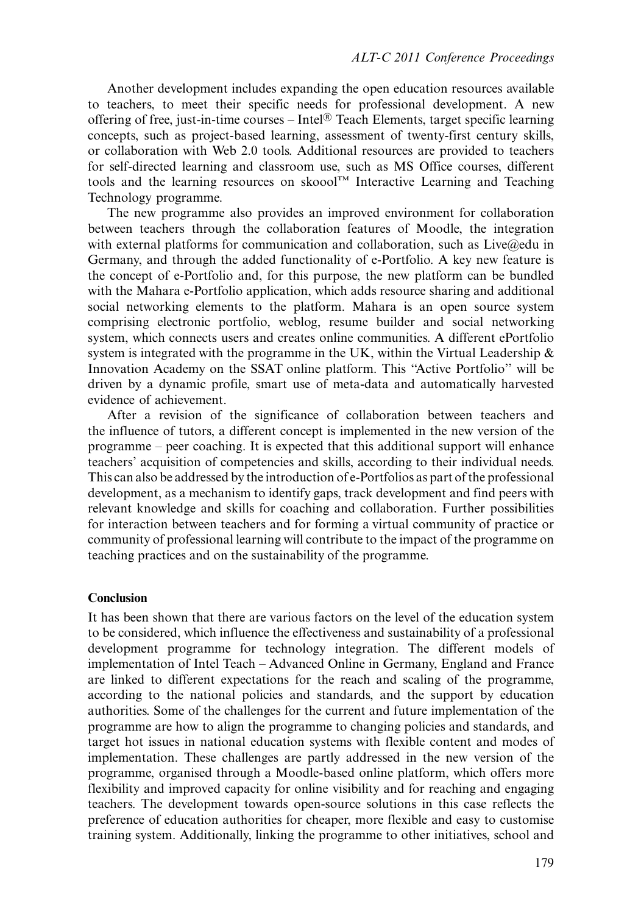Another development includes expanding the open education resources available to teachers, to meet their specific needs for professional development. A new offering of free, just-in-time courses – Intel® Teach Elements, target specific learning concepts, such as project-based learning, assessment of twenty-first century skills, or collaboration with Web 2.0 tools. Additional resources are provided to teachers for self-directed learning and classroom use, such as MS Office courses, different tools and the learning resources on skoool™ Interactive Learning and Teaching Technology programme.

The new programme also provides an improved environment for collaboration between teachers through the collaboration features of Moodle, the integration with external platforms for communication and collaboration, such as Live@edu in Germany, and through the added functionality of e-Portfolio. A key new feature is the concept of e-Portfolio and, for this purpose, the new platform can be bundled with the Mahara e-Portfolio application, which adds resource sharing and additional social networking elements to the platform. Mahara is an open source system comprising electronic portfolio, weblog, resume builder and social networking system, which connects users and creates online communities. A different ePortfolio system is integrated with the programme in the UK, within the Virtual Leadership & Innovation Academy on the SSAT online platform. This "Active Portfolio" will be driven by a dynamic profile, smart use of meta-data and automatically harvested evidence of achievement.

After a revision of the significance of collaboration between teachers and the influence of tutors, a different concept is implemented in the new version of the programme – peer coaching. It is expected that this additional support will enhance teachers' acquisition of competencies and skills, according to their individual needs. This can also be addressed by the introduction of e-Portfolios as part of the professional development, as a mechanism to identify gaps, track development and find peers with relevant knowledge and skills for coaching and collaboration. Further possibilities for interaction between teachers and for forming a virtual community of practice or community of professional learning will contribute to the impact of the programme on teaching practices and on the sustainability of the programme.

## Conclusion

It has been shown that there are various factors on the level of the education system to be considered, which influence the effectiveness and sustainability of a professional development programme for technology integration. The different models of implementation of Intel Teach – Advanced Online in Germany, England and France are linked to different expectations for the reach and scaling of the programme, according to the national policies and standards, and the support by education authorities. Some of the challenges for the current and future implementation of the programme are how to align the programme to changing policies and standards, and target hot issues in national education systems with flexible content and modes of implementation. These challenges are partly addressed in the new version of the programme, organised through a Moodle-based online platform, which offers more flexibility and improved capacity for online visibility and for reaching and engaging teachers. The development towards open-source solutions in this case reflects the preference of education authorities for cheaper, more flexible and easy to customise training system. Additionally, linking the programme to other initiatives, school and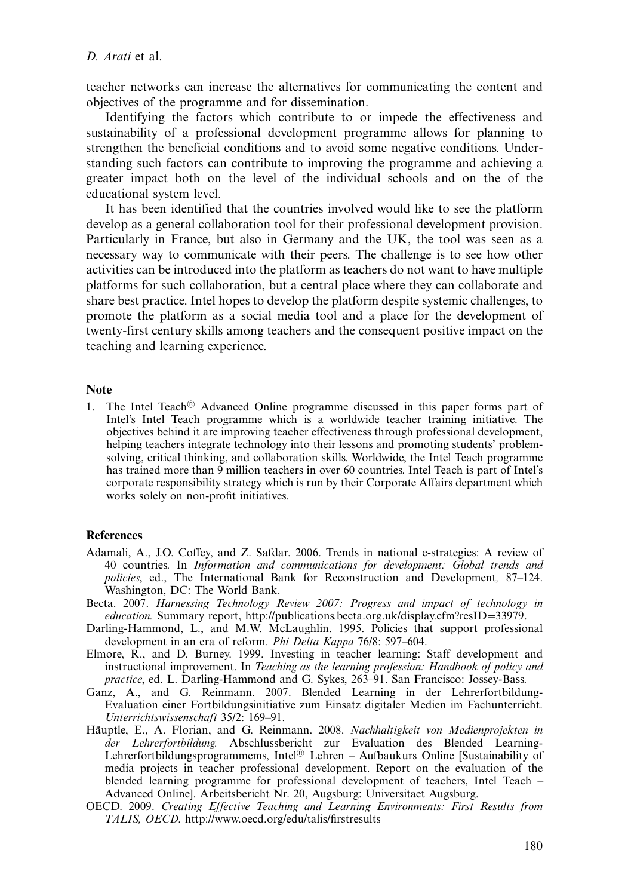teacher networks can increase the alternatives for communicating the content and objectives of the programme and for dissemination.

Identifying the factors which contribute to or impede the effectiveness and sustainability of a professional development programme allows for planning to strengthen the beneficial conditions and to avoid some negative conditions. Understanding such factors can contribute to improving the programme and achieving a greater impact both on the level of the individual schools and on the of the educational system level.

It has been identified that the countries involved would like to see the platform develop as a general collaboration tool for their professional development provision. Particularly in France, but also in Germany and the UK, the tool was seen as a necessary way to communicate with their peers. The challenge is to see how other activities can be introduced into the platform as teachers do not want to have multiple platforms for such collaboration, but a central place where they can collaborate and share best practice. Intel hopes to develop the platform despite systemic challenges, to promote the platform as a social media tool and a place for the development of twenty-first century skills among teachers and the consequent positive impact on the teaching and learning experience.

## Note

1. The Intel Teach® Advanced Online programme discussed in this paper forms part of Intel's Intel Teach programme which is a worldwide teacher training initiative. The objectives behind it are improving teacher effectiveness through professional development, helping teachers integrate technology into their lessons and promoting students' problem-solving, critical thinking, and collaboration skills. Worldwide, the Intel Teach programme has trained more than 9 million teachers in over 60 countries. Intel Teach is part of Intel's corporate responsibility strategy which is run by their Corporate Affairs department which works solely on non-profit initiatives.

## References

Adamali, A., J.O. Coffey, and Z. Safdar. 2006. Trends in national e-strategies: A review of 40 countries. In *Information and communications for development: Global trends and policies*, ed., The International Bank for Reconstruction and Development, 87–124. Washington, DC: The World Bank.

Becta. 2007. *Harnessing Technology Review 2007: Progress and impact of technology in education.* Summary report, http://publications.becta.org.uk/display.cfm?resID=33979.

Darling-Hammond, L., and M.W. McLaughlin. 1995. Policies that support professional development in an era of reform. *Phi Delta Kappa* 76/8: 597–604.

Elmore, R., and D. Burney. 1999. Investing in teacher learning: Staff development and instructional improvement. In *Teaching as the learning profession: Handbook of policy and practice*, ed. L. Darling-Hammond and G. Sykes, 263–91. San Francisco: Jossey-Bass.

Ganz, A., and G. Reinmann. 2007. Blended Learning in der Lehrerfortbildung-Evaluation einer Fortbildungsinitiative zum Einsatz digitaler Medien im Fachunterricht. *Unterrichtswissenschaft* 35/2: 169–91.

Häuptle, E., A. Florian, and G. Reinmann. 2008. *Nachhaltigkeit von Medienprojekten in der Lehrerfortbildung.* Abschlussbericht zur Evaluation des Blended Learning-Lehrerfortbildungsprogrammems, Intel® Lehren – Aufbaukurs Online [Sustainability of media projects in teacher professional development. Report on the evaluation of the blended learning programme for professional development of teachers, Intel Teach – Advanced Online]. Arbeitsbericht Nr. 20, Augsburg: Universitaet Augsburg.

OECD. 2009. *Creating Effective Teaching and Learning Environments: First Results from TALIS, OECD*. http://www.oecd.org/edu/talis/firstresults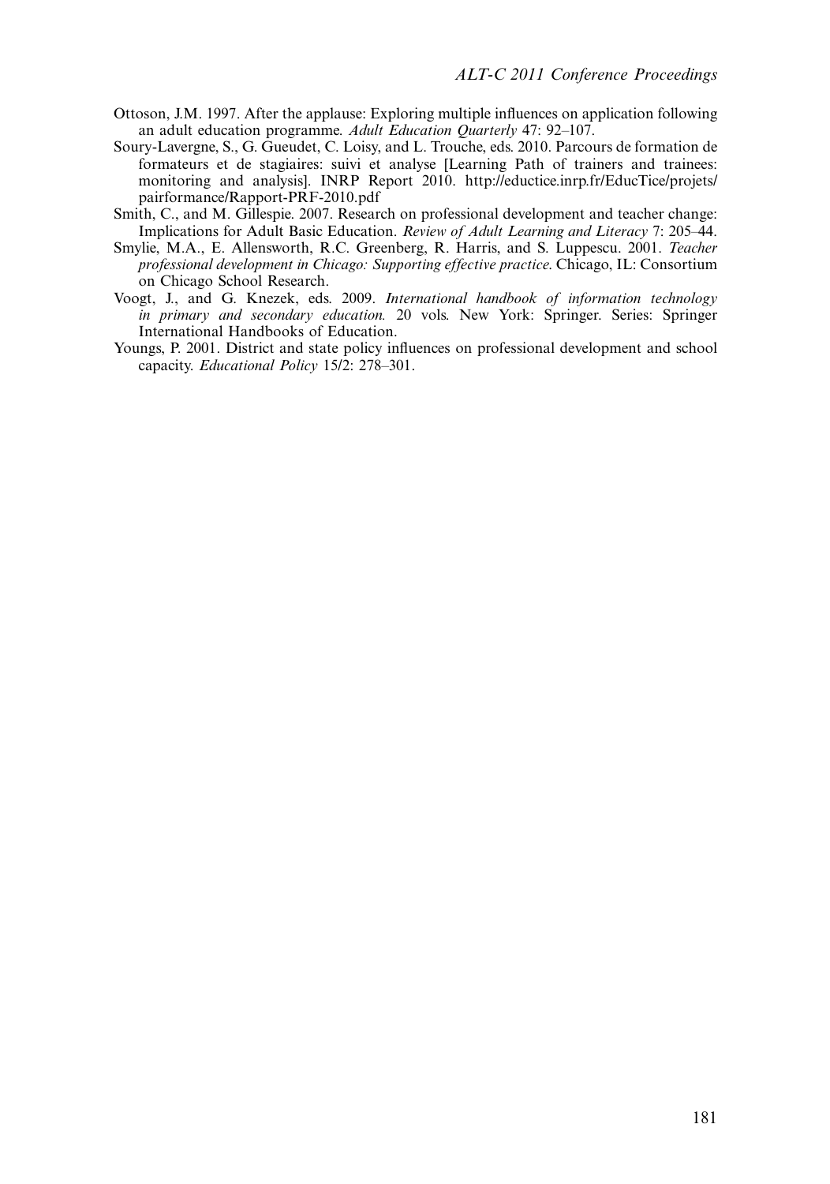Ottoson, J.M. 1997. After the applause: Exploring multiple influences on application following an adult education programme. *Adult Education Quarterly* 47: 92–107.

Soury-Lavergne, S., G. Gueudet, C. Loisy, and L. Trouche, eds. 2010. Parcours de formation de formateurs et de stagiaires: suivi et analyse [Learning Path of trainers and trainees: monitoring and analysis]. INRP Report 2010. http://eductice.inrp.fr/EducTice/projets/pairformance/Rapport-PRF-2010.pdf

Smith, C., and M. Gillespie. 2007. Research on professional development and teacher change: Implications for Adult Basic Education. *Review of Adult Learning and Literacy* 7: 205–44.

Smylie, M.A., E. Allensworth, R.C. Greenberg, R. Harris, and S. Luppescu. 2001. *Teacher professional development in Chicago: Supporting effective practice*. Chicago, IL: Consortium on Chicago School Research.

Voogt, J., and G. Knezek, eds. 2009. *International handbook of information technology in primary and secondary education.* 20 vols. New York: Springer. Series: Springer International Handbooks of Education.

Youngs, P. 2001. District and state policy influences on professional development and school capacity. *Educational Policy* 15/2: 278–301.